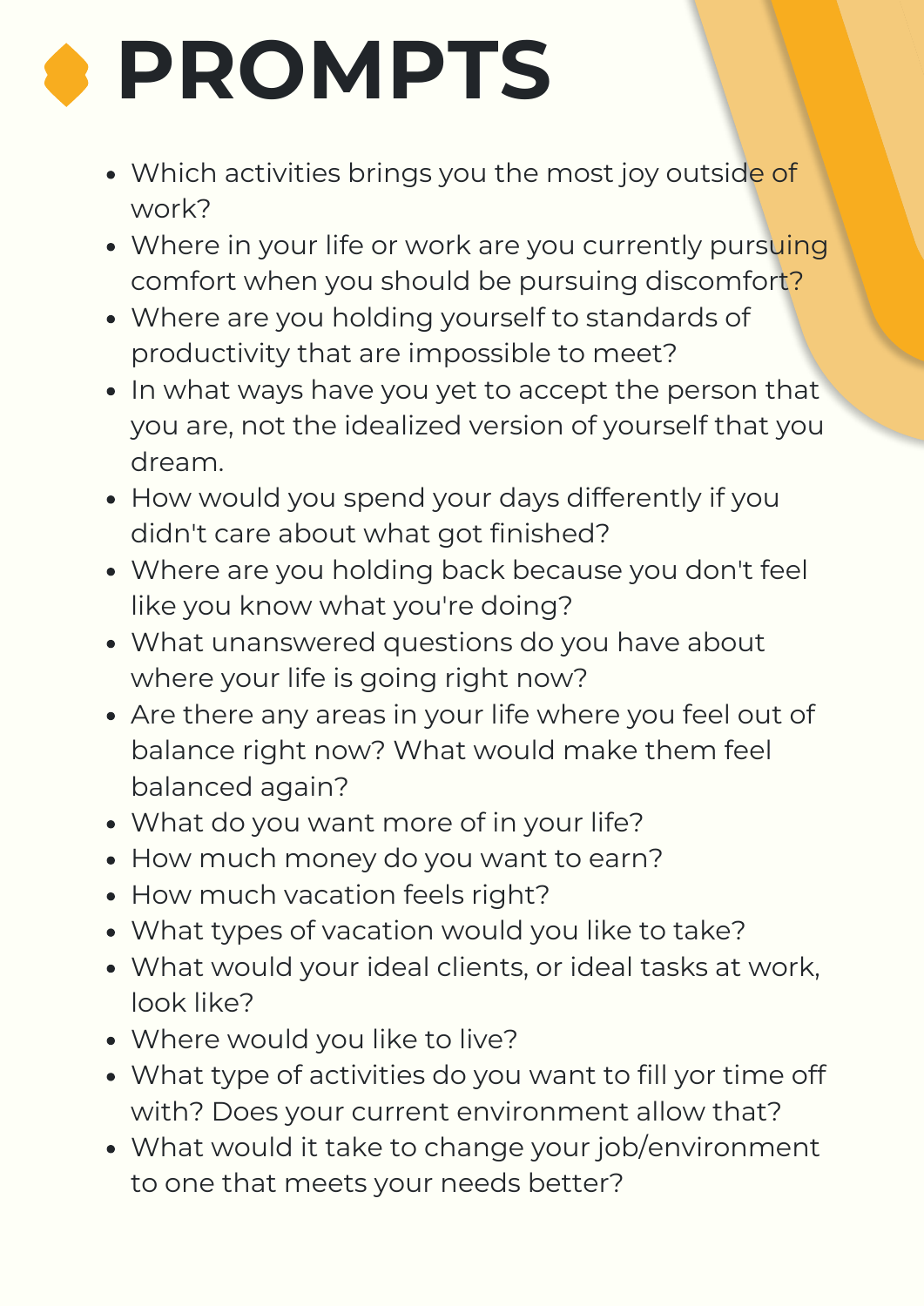# PROMPTS

- Which activities brings you the most joy outside of work?
- Where in your life or work are you currently pursuing comfort when you should be pursuing discomfort?
- Where are you holding yourself to standards of productivity that are impossible to meet?
- In what ways have you yet to accept the person that you are, not the idealized version of yourself that you dream.
- How would you spend your days differently if you didn't care about what got finished?
- Where are you holding back because you don't feel like you know what you're doing?
- What unanswered questions do you have about where your life is going right now?
- Are there any areas in your life where you feel out of balance right now? What would make them feel balanced again?
- What do you want more of in your life?
- How much money do you want to earn?
- How much vacation feels right?
- What types of vacation would you like to take?
- What would your ideal clients, or ideal tasks at work, look like?
- Where would you like to live?
- What type of activities do you want to fill yor time off with? Does your current environment allow that?
- What would it take to change your job/environment to one that meets your needs better?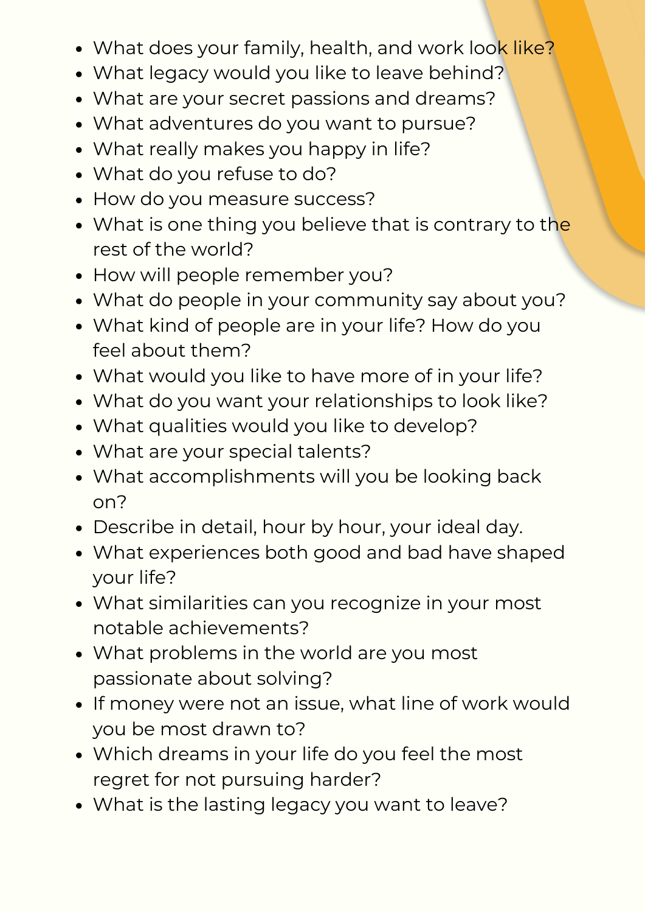- What does your family, health, and work look like?
- What legacy would you like to leave behind?
- What are your secret passions and dreams?
- What adventures do you want to pursue?
- What really makes you happy in life?
- What do you refuse to do?
- How do you measure success?
- What is one thing you believe that is contrary to the rest of the world?
- How will people remember you?
- What do people in your community say about you?
- What kind of people are in your life? How do you feel about them?
- What would you like to have more of in your life?
- What do you want your relationships to look like?
- What qualities would you like to develop?
- What are your special talents?
- What accomplishments will you be looking back on?
- Describe in detail, hour by hour, your ideal day.
- What experiences both good and bad have shaped your life?
- What similarities can you recognize in your most notable achievements?
- What problems in the world are you most passionate about solving?
- If money were not an issue, what line of work would you be most drawn to?
- Which dreams in your life do you feel the most regret for not pursuing harder?
- What is the lasting legacy you want to leave?